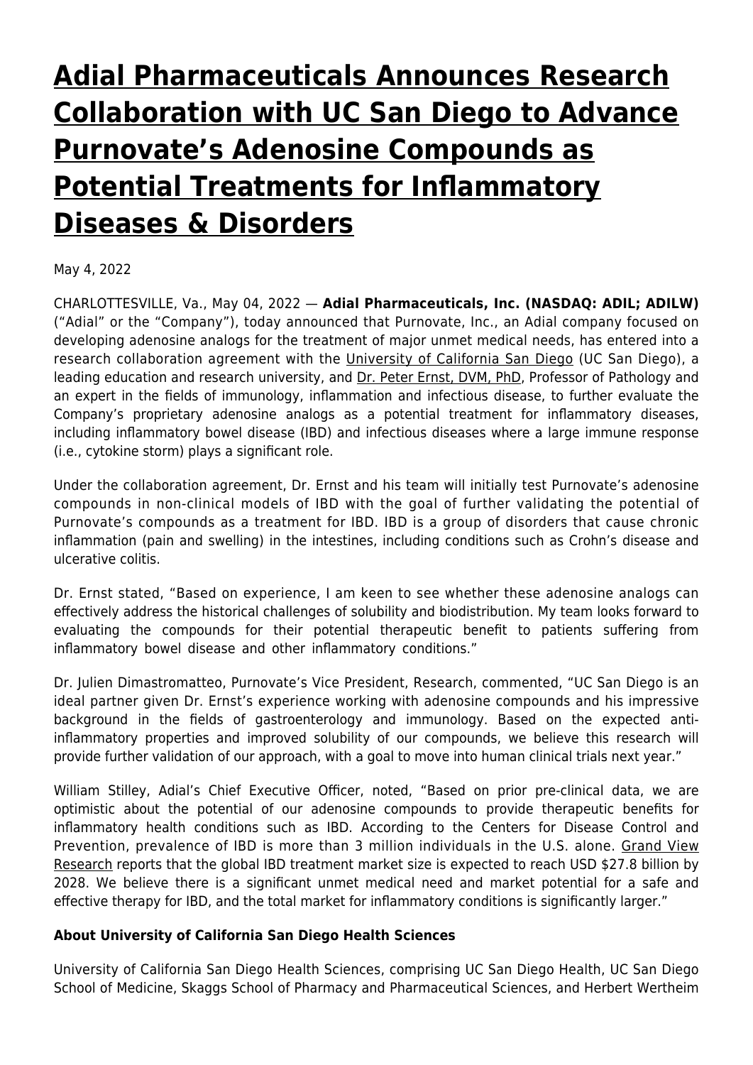# Adial Pharmaceuticals Announces Research Collaboration with UC San Diego to Advance Purnovate's Adenosine Compounds as Potential Treatments for Inflammatory Diseases & Disorders

May 4, 2022

CHARLOTTESVILLE, Va., May 04, 2022 — **Adial Pharmaceuticals, Inc. (NASDAQ: ADIL; ADILW)** ("Adial" or the "Company"), today announced that Purnovate, Inc., an Adial company focused on developing adenosine analogs for the treatment of major unmet medical needs, has entered into a research collaboration agreement with the University of California San Diego (UC San Diego), a leading education and research university, and Dr. Peter Ernst, DVM, PhD, Professor of Pathology and an expert in the fields of immunology, inflammation and infectious disease, to further evaluate the Company's proprietary adenosine analogs as a potential treatment for inflammatory diseases, including inflammatory bowel disease (IBD) and infectious diseases where a large immune response (i.e., cytokine storm) plays a significant role.

Under the collaboration agreement, Dr. Ernst and his team will initially test Purnovate's adenosine compounds in non-clinical models of IBD with the goal of further validating the potential of Purnovate's compounds as a treatment for IBD. IBD is a group of disorders that cause chronic inflammation (pain and swelling) in the intestines, including conditions such as Crohn's disease and ulcerative colitis.

Dr. Ernst stated, "Based on experience, I am keen to see whether these adenosine analogs can effectively address the historical challenges of solubility and biodistribution. My team looks forward to evaluating the compounds for their potential therapeutic benefit to patients suffering from inflammatory bowel disease and other inflammatory conditions."

Dr. Julien Dimastromatteo, Purnovate's Vice President, Research, commented, "UC San Diego is an ideal partner given Dr. Ernst's experience working with adenosine compounds and his impressive background in the fields of gastroenterology and immunology. Based on the expected anti-inflammatory properties and improved solubility of our compounds, we believe this research will provide further validation of our approach, with a goal to move into human clinical trials next year."

William Stilley, Adial's Chief Executive Officer, noted, "Based on prior pre-clinical data, we are optimistic about the potential of our adenosine compounds to provide therapeutic benefits for inflammatory health conditions such as IBD. According to the Centers for Disease Control and Prevention, prevalence of IBD is more than 3 million individuals in the U.S. alone. Grand View Research reports that the global IBD treatment market size is expected to reach USD $27.8 billion by 2028. We believe there is a significant unmet medical need and market potential for a safe and effective therapy for IBD, and the total market for inflammatory conditions is significantly larger."

**About University of California San Diego Health Sciences**

University of California San Diego Health Sciences, comprising UC San Diego Health, UC San Diego School of Medicine, Skaggs School of Pharmacy and Pharmaceutical Sciences, and Herbert Wertheim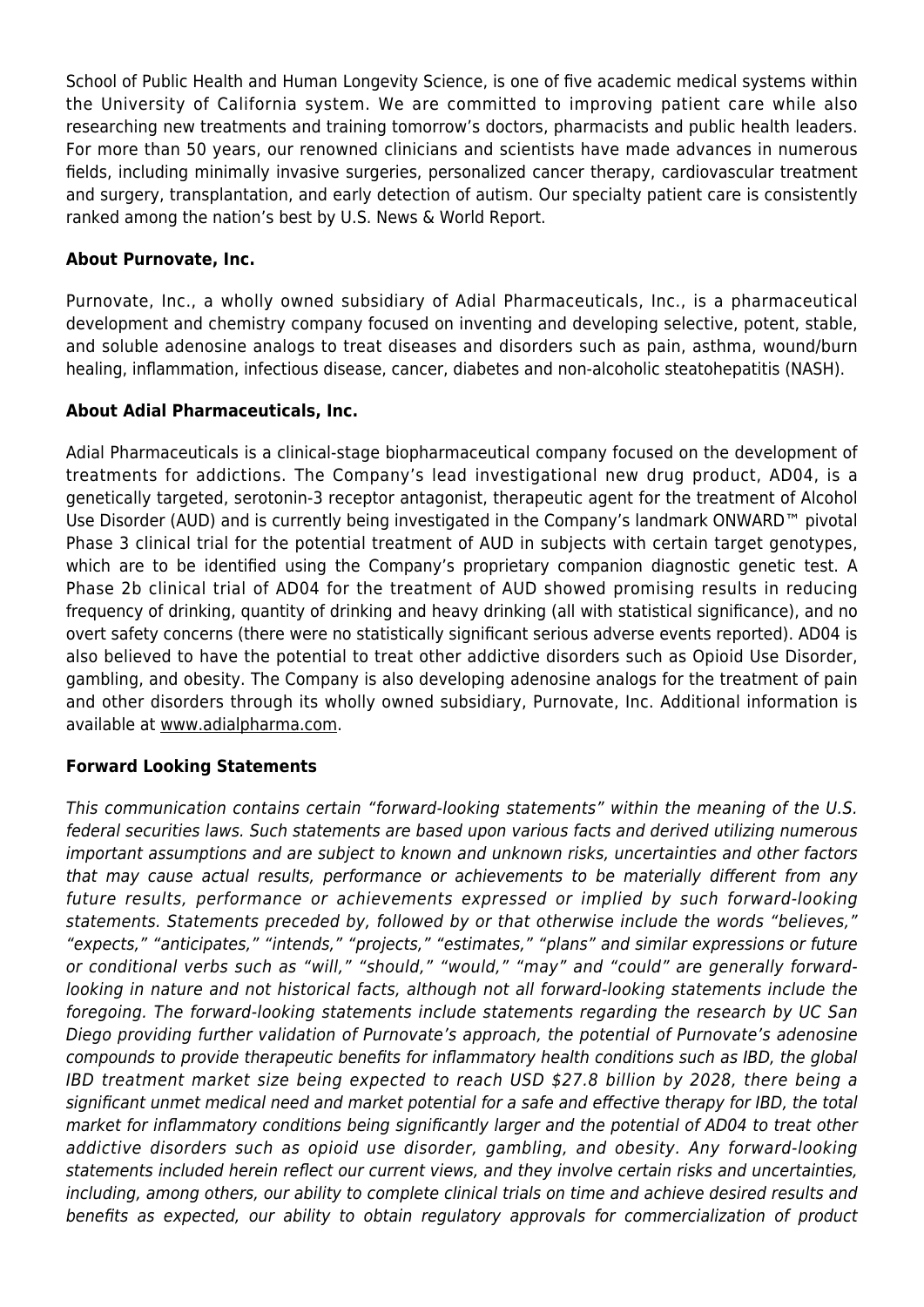School of Public Health and Human Longevity Science, is one of five academic medical systems within the University of California system. We are committed to improving patient care while also researching new treatments and training tomorrow's doctors, pharmacists and public health leaders. For more than 50 years, our renowned clinicians and scientists have made advances in numerous fields, including minimally invasive surgeries, personalized cancer therapy, cardiovascular treatment and surgery, transplantation, and early detection of autism. Our specialty patient care is consistently ranked among the nation's best by U.S. News & World Report.

**About Purnovate, Inc.**

Purnovate, Inc., a wholly owned subsidiary of Adial Pharmaceuticals, Inc., is a pharmaceutical development and chemistry company focused on inventing and developing selective, potent, stable, and soluble adenosine analogs to treat diseases and disorders such as pain, asthma, wound/burn healing, inflammation, infectious disease, cancer, diabetes and non-alcoholic steatohepatitis (NASH).

**About Adial Pharmaceuticals, Inc.**

Adial Pharmaceuticals is a clinical-stage biopharmaceutical company focused on the development of treatments for addictions. The Company's lead investigational new drug product, AD04, is a genetically targeted, serotonin-3 receptor antagonist, therapeutic agent for the treatment of Alcohol Use Disorder (AUD) and is currently being investigated in the Company's landmark ONWARD™ pivotal Phase 3 clinical trial for the potential treatment of AUD in subjects with certain target genotypes, which are to be identified using the Company's proprietary companion diagnostic genetic test. A Phase 2b clinical trial of AD04 for the treatment of AUD showed promising results in reducing frequency of drinking, quantity of drinking and heavy drinking (all with statistical significance), and no overt safety concerns (there were no statistically significant serious adverse events reported). AD04 is also believed to have the potential to treat other addictive disorders such as Opioid Use Disorder, gambling, and obesity. The Company is also developing adenosine analogs for the treatment of pain and other disorders through its wholly owned subsidiary, Purnovate, Inc. Additional information is available at www.adialpharma.com.

**Forward Looking Statements**

*This communication contains certain "forward-looking statements" within the meaning of the U.S. federal securities laws. Such statements are based upon various facts and derived utilizing numerous important assumptions and are subject to known and unknown risks, uncertainties and other factors that may cause actual results, performance or achievements to be materially different from any future results, performance or achievements expressed or implied by such forward-looking statements. Statements preceded by, followed by or that otherwise include the words "believes," "expects," "anticipates," "intends," "projects," "estimates," "plans" and similar expressions or future or conditional verbs such as "will," "should," "would," "may" and "could" are generally forward-looking in nature and not historical facts, although not all forward-looking statements include the foregoing. The forward-looking statements include statements regarding the research by UC San Diego providing further validation of Purnovate's approach, the potential of Purnovate's adenosine compounds to provide therapeutic benefits for inflammatory health conditions such as IBD, the global IBD treatment market size being expected to reach USD $27.8 billion by 2028, there being a significant unmet medical need and market potential for a safe and effective therapy for IBD, the total market for inflammatory conditions being significantly larger and the potential of AD04 to treat other addictive disorders such as opioid use disorder, gambling, and obesity. Any forward-looking statements included herein reflect our current views, and they involve certain risks and uncertainties, including, among others, our ability to complete clinical trials on time and achieve desired results and benefits as expected, our ability to obtain regulatory approvals for commercialization of product*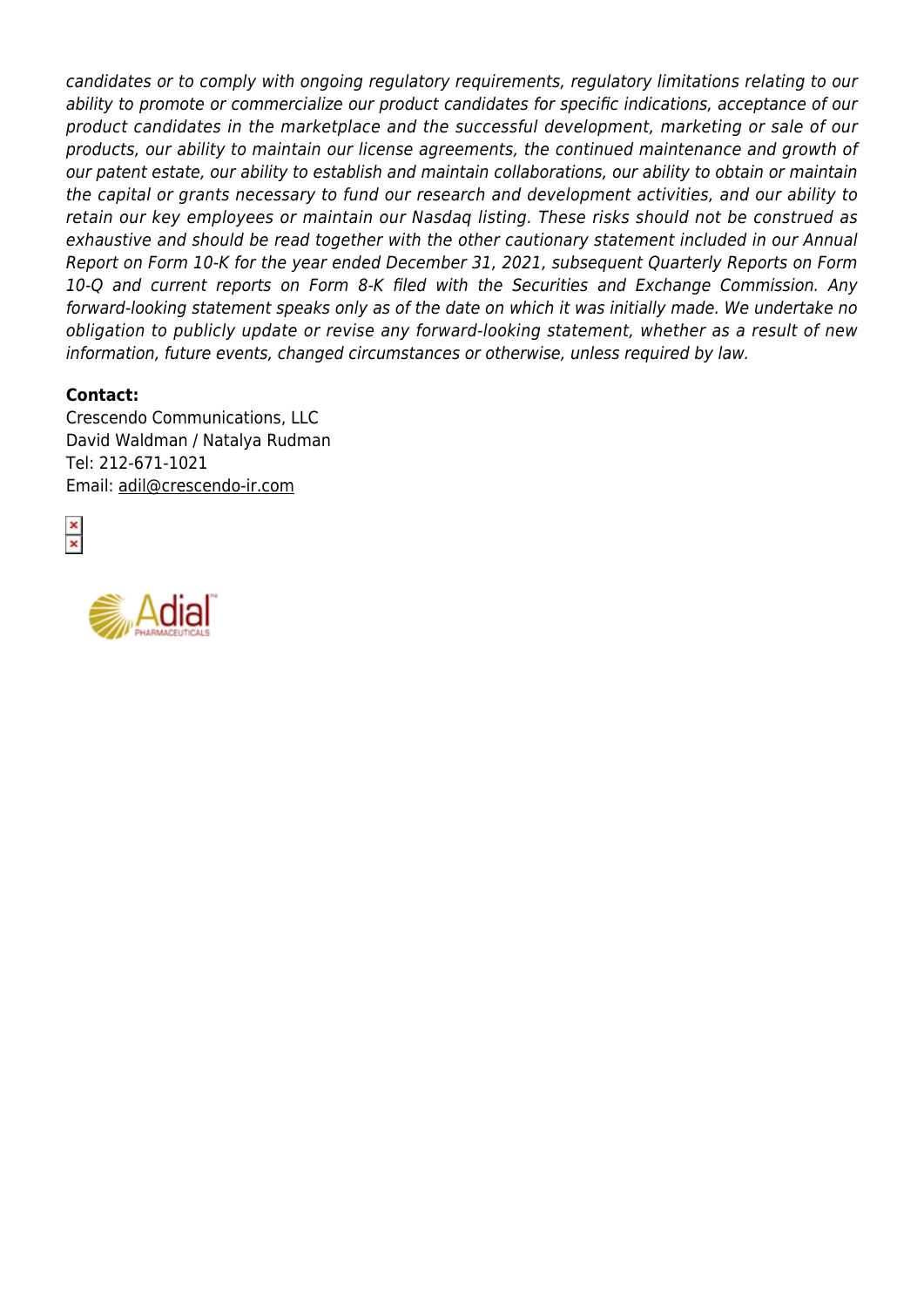*candidates or to comply with ongoing regulatory requirements, regulatory limitations relating to our ability to promote or commercialize our product candidates for specific indications, acceptance of our product candidates in the marketplace and the successful development, marketing or sale of our products, our ability to maintain our license agreements, the continued maintenance and growth of our patent estate, our ability to establish and maintain collaborations, our ability to obtain or maintain the capital or grants necessary to fund our research and development activities, and our ability to retain our key employees or maintain our Nasdaq listing. These risks should not be construed as exhaustive and should be read together with the other cautionary statement included in our Annual Report on Form 10-K for the year ended December 31, 2021, subsequent Quarterly Reports on Form 10-Q and current reports on Form 8-K filed with the Securities and Exchange Commission. Any forward-looking statement speaks only as of the date on which it was initially made. We undertake no obligation to publicly update or revise any forward-looking statement, whether as a result of new information, future events, changed circumstances or otherwise, unless required by law.*

**Contact:**
Crescendo Communications, LLC
David Waldman / Natalya Rudman
Tel: 212-671-1021
Email: adil@crescendo-ir.com